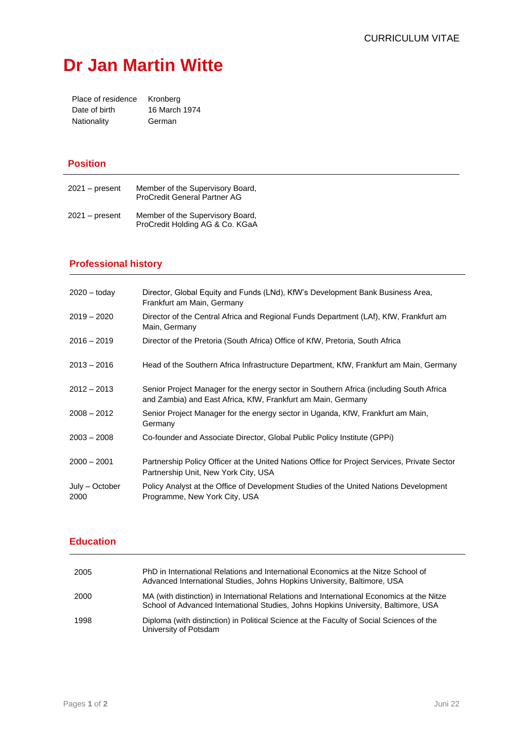CURRICULUM VITAE

# Dr Jan Martin Witte

| | |
|---|---|
| Place of residence | Kronberg |
| Date of birth | 16 March 1974 |
| Nationality | German |

## Position

| | |
|---|---|
| 2021 – present | Member of the Supervisory Board, ProCredit General Partner AG |
| 2021 – present | Member of the Supervisory Board, ProCredit Holding AG & Co. KGaA |

## Professional history

| | |
|---|---|
| 2020 – today | Director, Global Equity and Funds (LNd), KfW's Development Bank Business Area, Frankfurt am Main, Germany |
| 2019 – 2020 | Director of the Central Africa and Regional Funds Department (LAf), KfW, Frankfurt am Main, Germany |
| 2016 – 2019 | Director of the Pretoria (South Africa) Office of KfW, Pretoria, South Africa |
| 2013 – 2016 | Head of the Southern Africa Infrastructure Department, KfW, Frankfurt am Main, Germany |
| 2012 – 2013 | Senior Project Manager for the energy sector in Southern Africa (including South Africa and Zambia) and East Africa, KfW, Frankfurt am Main, Germany |
| 2008 – 2012 | Senior Project Manager for the energy sector in Uganda, KfW, Frankfurt am Main, Germany |
| 2003 – 2008 | Co-founder and Associate Director, Global Public Policy Institute (GPPi) |
| 2000 – 2001 | Partnership Policy Officer at the United Nations Office for Project Services, Private Sector Partnership Unit, New York City, USA |
| July – October 2000 | Policy Analyst at the Office of Development Studies of the United Nations Development Programme, New York City, USA |

## Education

| | |
|---|---|
| 2005 | PhD in International Relations and International Economics at the Nitze School of Advanced International Studies, Johns Hopkins University, Baltimore, USA |
| 2000 | MA (with distinction) in International Relations and International Economics at the Nitze School of Advanced International Studies, Johns Hopkins University, Baltimore, USA |
| 1998 | Diploma (with distinction) in Political Science at the Faculty of Social Sciences of the University of Potsdam |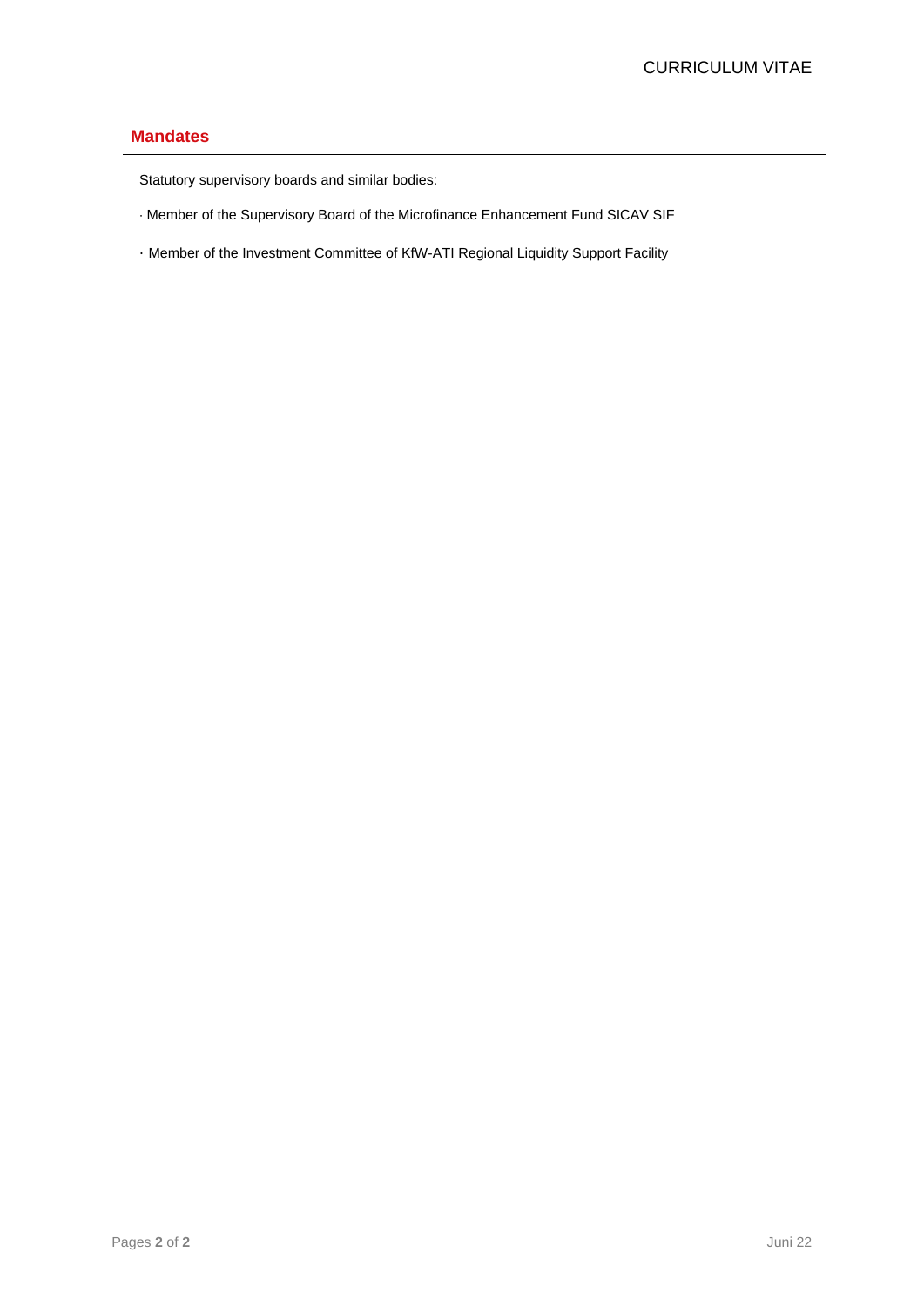## Mandates

Statutory supervisory boards and similar bodies:

- Member of the Supervisory Board of the Microfinance Enhancement Fund SICAV SIF
- Member of the Investment Committee of KfW-ATI Regional Liquidity Support Facility